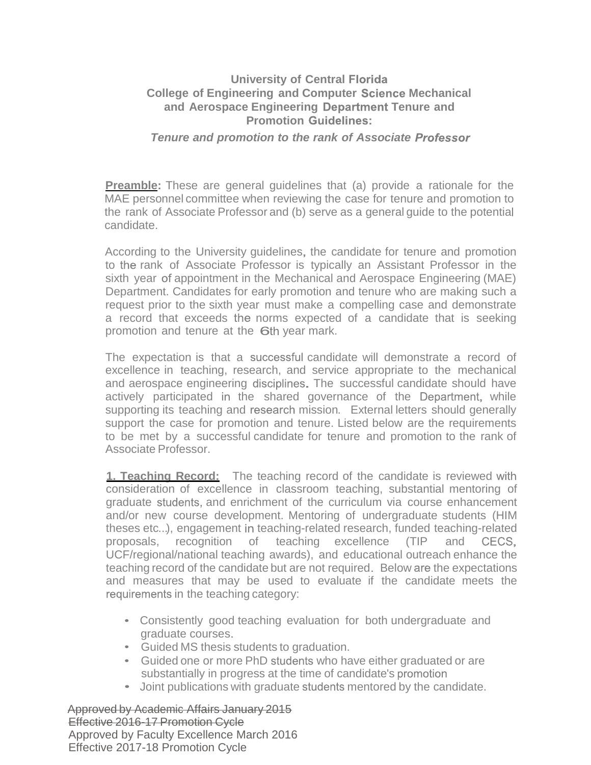**University of Central Florida**
**College of Engineering and Computer Science Mechanical and Aerospace Engineering Department Tenure and Promotion Guidelines:**

***Tenure and promotion to the rank of Associate Professor***

**Preamble:** These are general guidelines that (a) provide a rationale for the MAE personnel committee when reviewing the case for tenure and promotion to the rank of Associate Professor and (b) serve as a general guide to the potential candidate.

According to the University guidelines, the candidate for tenure and promotion to the rank of Associate Professor is typically an Assistant Professor in the sixth year of appointment in the Mechanical and Aerospace Engineering (MAE) Department. Candidates for early promotion and tenure who are making such a request prior to the sixth year must make a compelling case and demonstrate a record that exceeds the norms expected of a candidate that is seeking promotion and tenure at the 6th year mark.

The expectation is that a successful candidate will demonstrate a record of excellence in teaching, research, and service appropriate to the mechanical and aerospace engineering disciplines. The successful candidate should have actively participated in the shared governance of the Department, while supporting its teaching and research mission. External letters should generally support the case for promotion and tenure. Listed below are the requirements to be met by a successful candidate for tenure and promotion to the rank of Associate Professor.

**1. Teaching Record:** The teaching record of the candidate is reviewed with consideration of excellence in classroom teaching, substantial mentoring of graduate students, and enrichment of the curriculum via course enhancement and/or new course development. Mentoring of undergraduate students (HIM theses etc...), engagement in teaching-related research, funded teaching-related proposals, recognition of teaching excellence (TIP and CECS, UCF/regional/national teaching awards), and educational outreach enhance the teaching record of the candidate but are not required. Below are the expectations and measures that may be used to evaluate if the candidate meets the requirements in the teaching category:

- Consistently good teaching evaluation for both undergraduate and graduate courses.
- Guided MS thesis students to graduation.
- Guided one or more PhD students who have either graduated or are substantially in progress at the time of candidate's promotion
- Joint publications with graduate students mentored by the candidate.

~~Approved by Academic Affairs January 2015~~
~~Effective 2016-17 Promotion Cycle~~
Approved by Faculty Excellence March 2016
Effective 2017-18 Promotion Cycle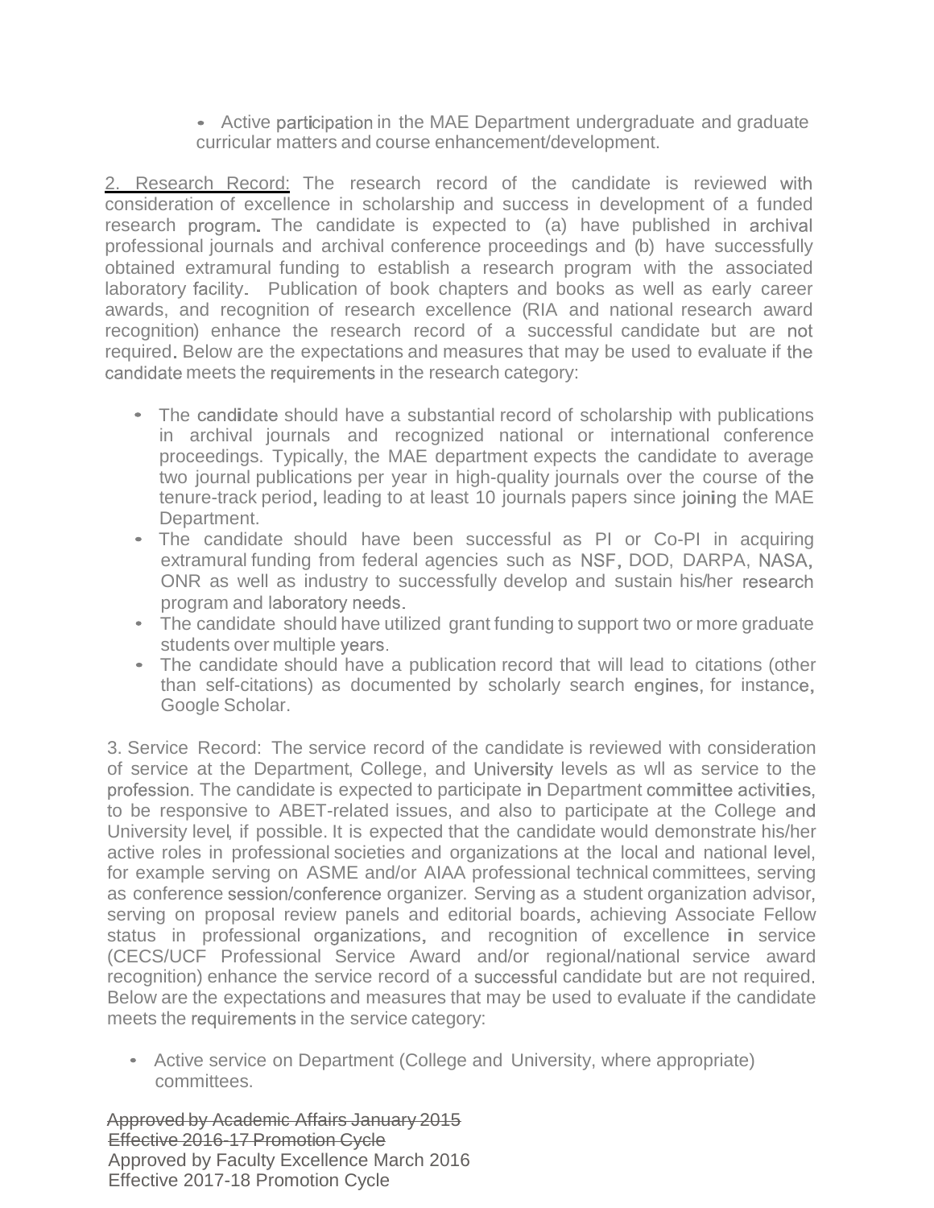- Active participation in the MAE Department undergraduate and graduate curricular matters and course enhancement/development.

2. Research Record: The research record of the candidate is reviewed with consideration of excellence in scholarship and success in development of a funded research program. The candidate is expected to (a) have published in archival professional journals and archival conference proceedings and (b) have successfully obtained extramural funding to establish a research program with the associated laboratory facility. Publication of book chapters and books as well as early career awards, and recognition of research excellence (RIA and national research award recognition) enhance the research record of a successful candidate but are not required. Below are the expectations and measures that may be used to evaluate if the candidate meets the requirements in the research category:

- The candidate should have a substantial record of scholarship with publications in archival journals and recognized national or international conference proceedings. Typically, the MAE department expects the candidate to average two journal publications per year in high-quality journals over the course of the tenure-track period, leading to at least 10 journals papers since joining the MAE Department.
- The candidate should have been successful as PI or Co-PI in acquiring extramural funding from federal agencies such as NSF, DOD, DARPA, NASA, ONR as well as industry to successfully develop and sustain his/her research program and laboratory needs.
- The candidate should have utilized grant funding to support two or more graduate students over multiple years.
- The candidate should have a publication record that will lead to citations (other than self-citations) as documented by scholarly search engines, for instance, Google Scholar.

3. Service Record: The service record of the candidate is reviewed with consideration of service at the Department, College, and University levels as wll as service to the profession. The candidate is expected to participate in Department committee activities, to be responsive to ABET-related issues, and also to participate at the College and University level, if possible. It is expected that the candidate would demonstrate his/her active roles in professional societies and organizations at the local and national level, for example serving on ASME and/or AIAA professional technical committees, serving as conference session/conference organizer. Serving as a student organization advisor, serving on proposal review panels and editorial boards, achieving Associate Fellow status in professional organizations, and recognition of excellence in service (CECS/UCF Professional Service Award and/or regional/national service award recognition) enhance the service record of a successful candidate but are not required. Below are the expectations and measures that may be used to evaluate if the candidate meets the requirements in the service category:

- Active service on Department (College and University, where appropriate) committees.

~~Approved by Academic Affairs January 2015~~
~~Effective 2016-17 Promotion Cycle~~
Approved by Faculty Excellence March 2016
Effective 2017-18 Promotion Cycle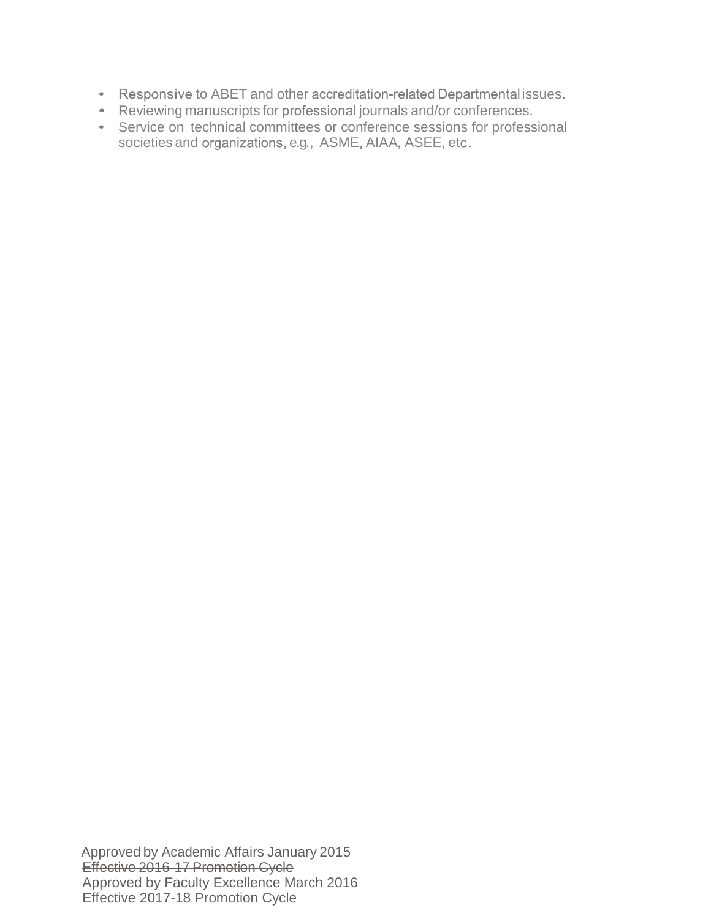- Responsive to ABET and other accreditation-related Departmental issues.
- Reviewing manuscripts for professional journals and/or conferences.
- Service on technical committees or conference sessions for professional societies and organizations, e.g., ASME, AIAA, ASEE, etc.

~~Approved by Academic Affairs January 2015~~
~~Effective 2016-17 Promotion Cycle~~
Approved by Faculty Excellence March 2016
Effective 2017-18 Promotion Cycle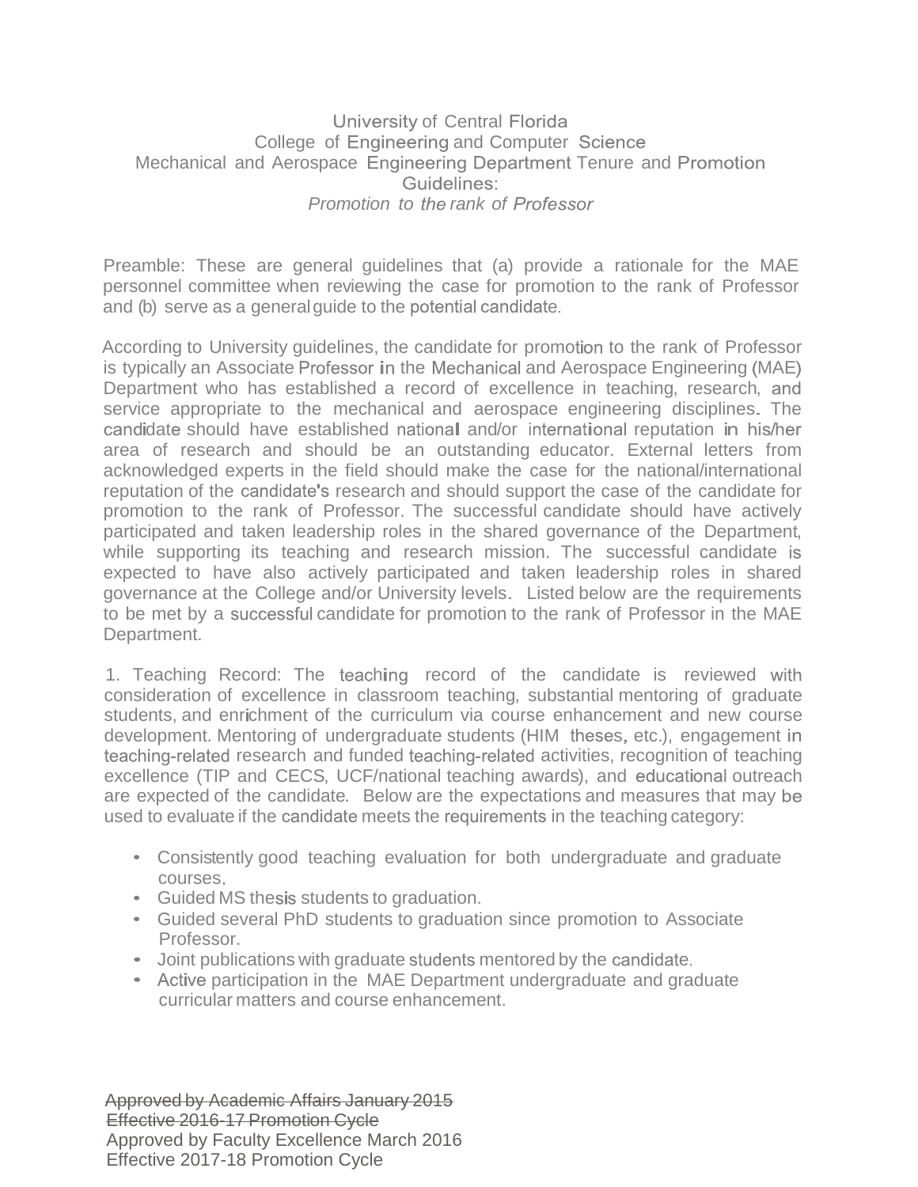University of Central Florida
College of Engineering and Computer Science
Mechanical and Aerospace Engineering Department Tenure and Promotion Guidelines:
*Promotion to the rank of Professor*

Preamble: These are general guidelines that (a) provide a rationale for the MAE personnel committee when reviewing the case for promotion to the rank of Professor and (b) serve as a general guide to the potential candidate.

According to University guidelines, the candidate for promotion to the rank of Professor is typically an Associate Professor in the Mechanical and Aerospace Engineering (MAE) Department who has established a record of excellence in teaching, research, and service appropriate to the mechanical and aerospace engineering disciplines. The candidate should have established national and/or international reputation in his/her area of research and should be an outstanding educator. External letters from acknowledged experts in the field should make the case for the national/international reputation of the candidate's research and should support the case of the candidate for promotion to the rank of Professor. The successful candidate should have actively participated and taken leadership roles in the shared governance of the Department, while supporting its teaching and research mission. The successful candidate is expected to have also actively participated and taken leadership roles in shared governance at the College and/or University levels. Listed below are the requirements to be met by a successful candidate for promotion to the rank of Professor in the MAE Department.

1. Teaching Record: The teaching record of the candidate is reviewed with consideration of excellence in classroom teaching, substantial mentoring of graduate students, and enrichment of the curriculum via course enhancement and new course development. Mentoring of undergraduate students (HIM theses, etc.), engagement in teaching-related research and funded teaching-related activities, recognition of teaching excellence (TIP and CECS, UCF/national teaching awards), and educational outreach are expected of the candidate. Below are the expectations and measures that may be used to evaluate if the candidate meets the requirements in the teaching category:

- Consistently good teaching evaluation for both undergraduate and graduate courses.
- Guided MS thesis students to graduation.
- Guided several PhD students to graduation since promotion to Associate Professor.
- Joint publications with graduate students mentored by the candidate.
- Active participation in the MAE Department undergraduate and graduate curricular matters and course enhancement.

~~Approved by Academic Affairs January 2015~~
~~Effective 2016-17 Promotion Cycle~~
Approved by Faculty Excellence March 2016
Effective 2017-18 Promotion Cycle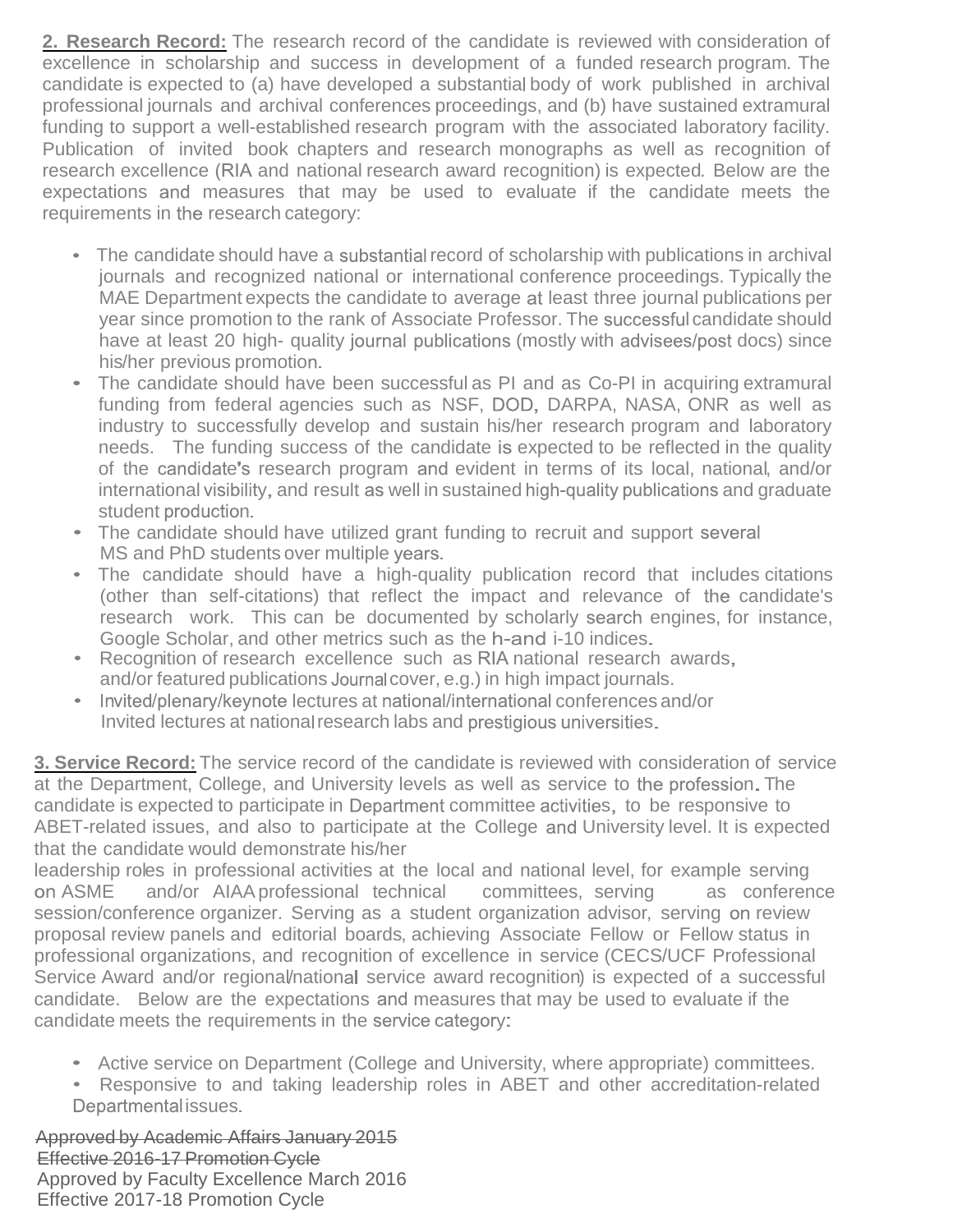**2. Research Record:** The research record of the candidate is reviewed with consideration of excellence in scholarship and success in development of a funded research program. The candidate is expected to (a) have developed a substantial body of work published in archival professional journals and archival conferences proceedings, and (b) have sustained extramural funding to support a well-established research program with the associated laboratory facility. Publication of invited book chapters and research monographs as well as recognition of research excellence (RIA and national research award recognition) is expected. Below are the expectations and measures that may be used to evaluate if the candidate meets the requirements in the research category:

- The candidate should have a substantial record of scholarship with publications in archival journals and recognized national or international conference proceedings. Typically the MAE Department expects the candidate to average at least three journal publications per year since promotion to the rank of Associate Professor. The successful candidate should have at least 20 high- quality journal publications (mostly with advisees/post docs) since his/her previous promotion.
- The candidate should have been successful as PI and as Co-PI in acquiring extramural funding from federal agencies such as NSF, DOD, DARPA, NASA, ONR as well as industry to successfully develop and sustain his/her research program and laboratory needs. The funding success of the candidate is expected to be reflected in the quality of the candidate's research program and evident in terms of its local, national, and/or international visibility, and result as well in sustained high-quality publications and graduate student production.
- The candidate should have utilized grant funding to recruit and support several MS and PhD students over multiple years.
- The candidate should have a high-quality publication record that includes citations (other than self-citations) that reflect the impact and relevance of the candidate's research work. This can be documented by scholarly search engines, for instance, Google Scholar, and other metrics such as the h-and i-10 indices.
- Recognition of research excellence such as RIA national research awards, and/or featured publications Journal cover, e.g.) in high impact journals.
- Invited/plenary/keynote lectures at national/international conferences and/or Invited lectures at national research labs and prestigious universities.

**3. Service Record:** The service record of the candidate is reviewed with consideration of service at the Department, College, and University levels as well as service to the profession. The candidate is expected to participate in Department committee activities, to be responsive to ABET-related issues, and also to participate at the College and University level. It is expected that the candidate would demonstrate his/her leadership roles in professional activities at the local and national level, for example serving on ASME and/or AIAA professional technical committees, serving as conference session/conference organizer. Serving as a student organization advisor, serving on review proposal review panels and editorial boards, achieving Associate Fellow or Fellow status in professional organizations, and recognition of excellence in service (CECS/UCF Professional Service Award and/or regional/national service award recognition) is expected of a successful candidate. Below are the expectations and measures that may be used to evaluate if the candidate meets the requirements in the service category:

- Active service on Department (College and University, where appropriate) committees.
- Responsive to and taking leadership roles in ABET and other accreditation-related Departmental issues.

~~Approved by Academic Affairs January 2015~~
~~Effective 2016-17 Promotion Cycle~~
Approved by Faculty Excellence March 2016
Effective 2017-18 Promotion Cycle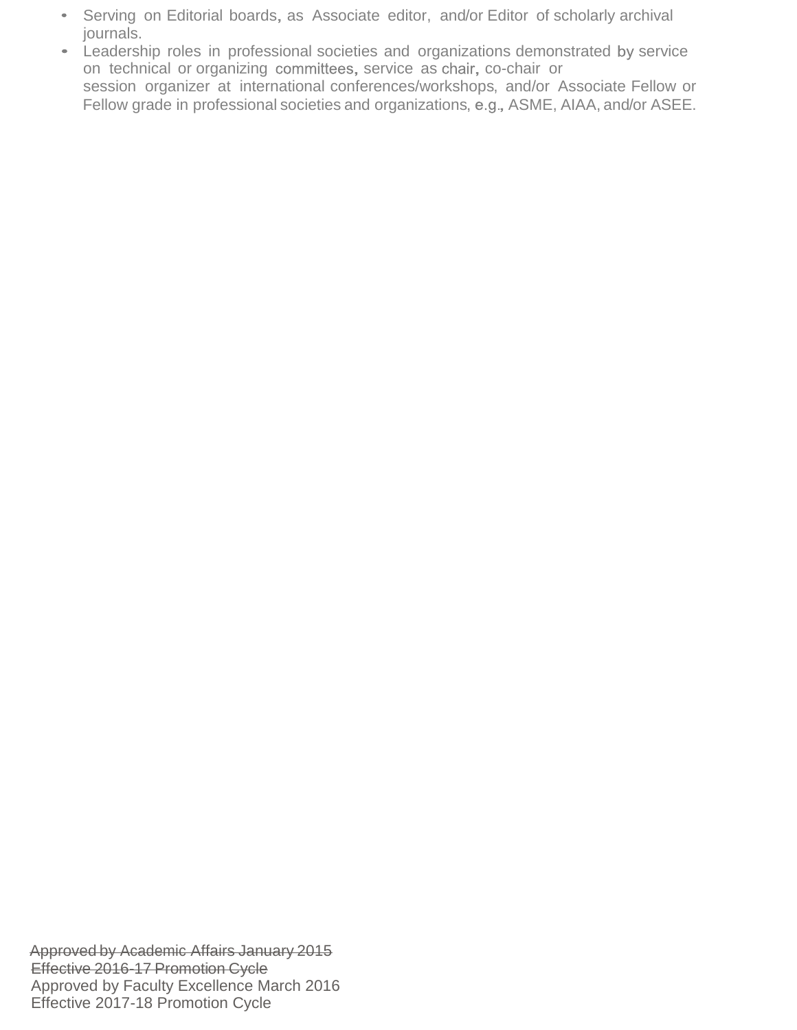- Serving on Editorial boards, as Associate editor, and/or Editor of scholarly archival journals.
- Leadership roles in professional societies and organizations demonstrated by service on technical or organizing committees, service as chair, co-chair or session organizer at international conferences/workshops, and/or Associate Fellow or Fellow grade in professional societies and organizations, e.g., ASME, AIAA, and/or ASEE.

~~Approved by Academic Affairs January 2015~~
~~Effective 2016-17 Promotion Cycle~~
Approved by Faculty Excellence March 2016
Effective 2017-18 Promotion Cycle